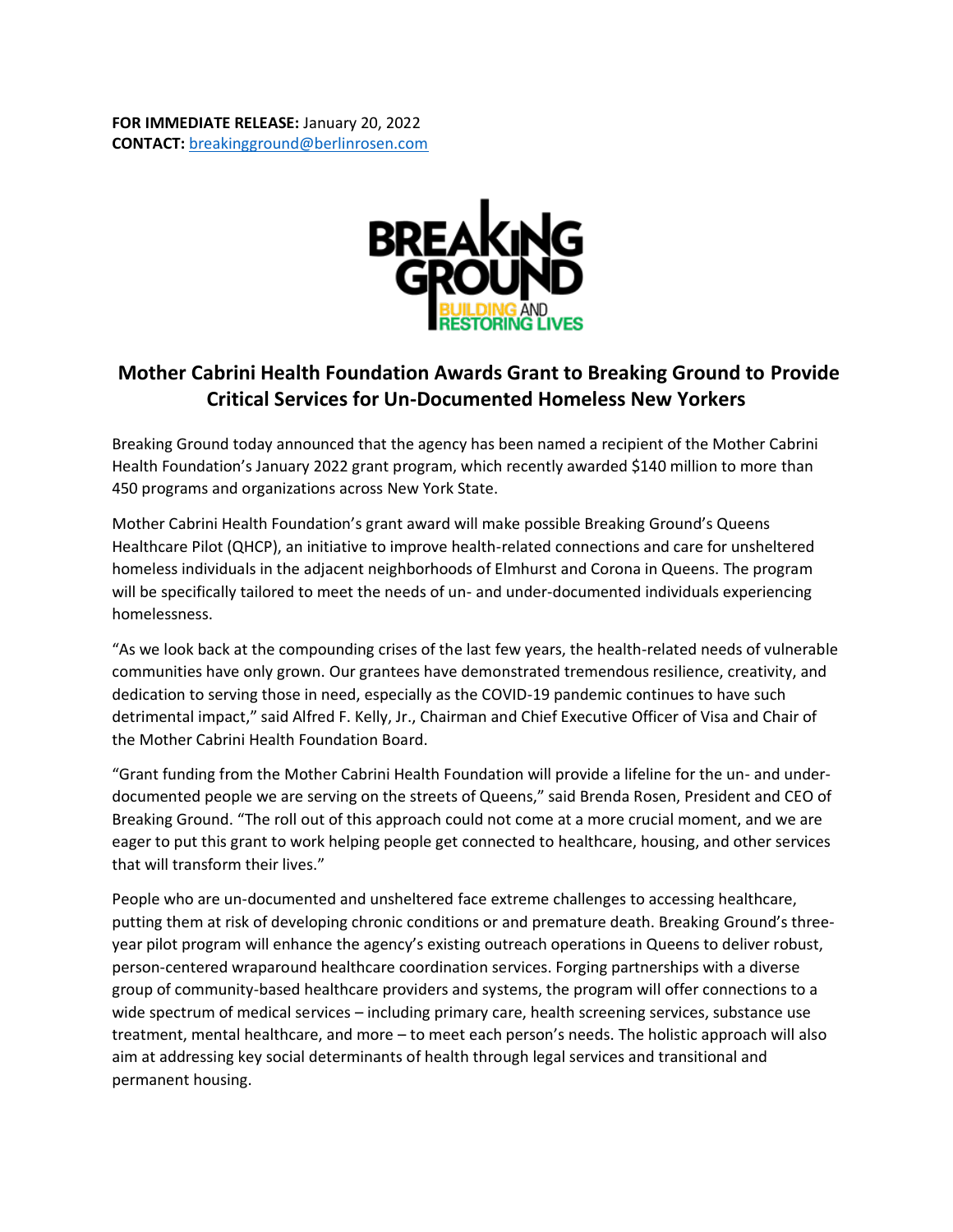**FOR IMMEDIATE RELEASE:** January 20, 2022
**CONTACT:** breakingground@berlinrosen.com

BREAKING GROUND
BUILDING AND RESTORING LIVES

## Mother Cabrini Health Foundation Awards Grant to Breaking Ground to Provide Critical Services for Un-Documented Homeless New Yorkers

Breaking Ground today announced that the agency has been named a recipient of the Mother Cabrini Health Foundation's January 2022 grant program, which recently awarded $140 million to more than 450 programs and organizations across New York State.

Mother Cabrini Health Foundation's grant award will make possible Breaking Ground's Queens Healthcare Pilot (QHCP), an initiative to improve health-related connections and care for unsheltered homeless individuals in the adjacent neighborhoods of Elmhurst and Corona in Queens. The program will be specifically tailored to meet the needs of un- and under-documented individuals experiencing homelessness.

"As we look back at the compounding crises of the last few years, the health-related needs of vulnerable communities have only grown. Our grantees have demonstrated tremendous resilience, creativity, and dedication to serving those in need, especially as the COVID-19 pandemic continues to have such detrimental impact," said Alfred F. Kelly, Jr., Chairman and Chief Executive Officer of Visa and Chair of the Mother Cabrini Health Foundation Board.

"Grant funding from the Mother Cabrini Health Foundation will provide a lifeline for the un- and under-documented people we are serving on the streets of Queens," said Brenda Rosen, President and CEO of Breaking Ground. "The roll out of this approach could not come at a more crucial moment, and we are eager to put this grant to work helping people get connected to healthcare, housing, and other services that will transform their lives."

People who are un-documented and unsheltered face extreme challenges to accessing healthcare, putting them at risk of developing chronic conditions or and premature death. Breaking Ground's three-year pilot program will enhance the agency's existing outreach operations in Queens to deliver robust, person-centered wraparound healthcare coordination services. Forging partnerships with a diverse group of community-based healthcare providers and systems, the program will offer connections to a wide spectrum of medical services – including primary care, health screening services, substance use treatment, mental healthcare, and more – to meet each person's needs. The holistic approach will also aim at addressing key social determinants of health through legal services and transitional and permanent housing.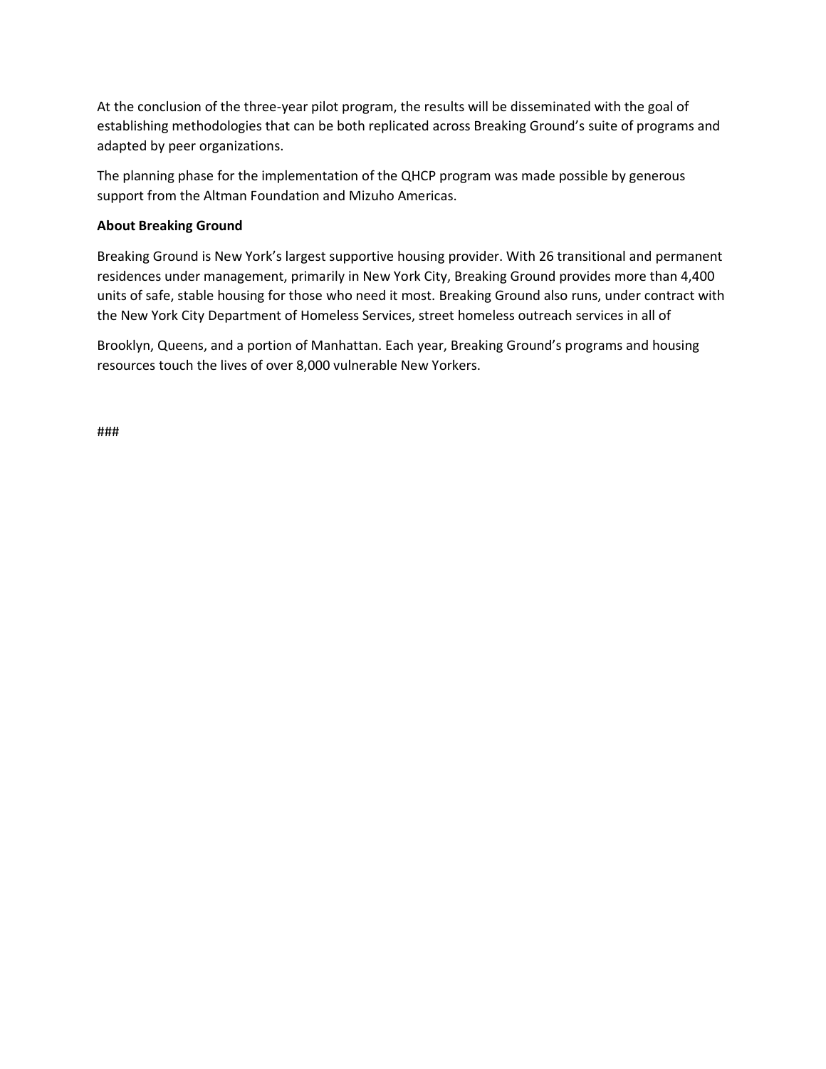At the conclusion of the three-year pilot program, the results will be disseminated with the goal of establishing methodologies that can be both replicated across Breaking Ground's suite of programs and adapted by peer organizations.

The planning phase for the implementation of the QHCP program was made possible by generous support from the Altman Foundation and Mizuho Americas.

**About Breaking Ground**

Breaking Ground is New York's largest supportive housing provider. With 26 transitional and permanent residences under management, primarily in New York City, Breaking Ground provides more than 4,400 units of safe, stable housing for those who need it most. Breaking Ground also runs, under contract with the New York City Department of Homeless Services, street homeless outreach services in all of Brooklyn, Queens, and a portion of Manhattan. Each year, Breaking Ground's programs and housing resources touch the lives of over 8,000 vulnerable New Yorkers.

###